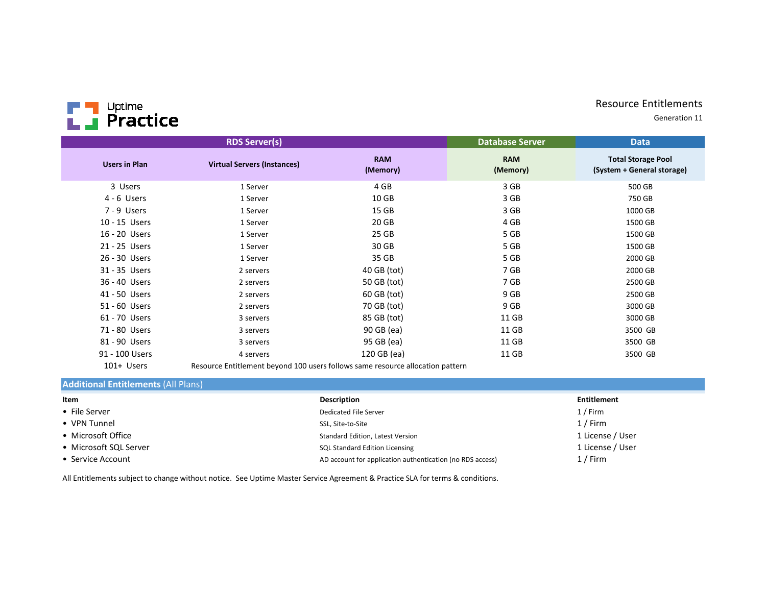Uptime Practice

# Resource Entitlements

Generation 11

| RDS Server(s) | | | Database Server | Data |
|---|---|---|---|---|
| **Users in Plan** | **Virtual Servers (Instances)** | **RAM (Memory)** | **RAM (Memory)** | **Total Storage Pool (System + General storage)** |
| 3 Users | 1 Server | 4 GB | 3 GB | 500 GB |
| 4 - 6 Users | 1 Server | 10 GB | 3 GB | 750 GB |
| 7 - 9 Users | 1 Server | 15 GB | 3 GB | 1000 GB |
| 10 - 15 Users | 1 Server | 20 GB | 4 GB | 1500 GB |
| 16 - 20 Users | 1 Server | 25 GB | 5 GB | 1500 GB |
| 21 - 25 Users | 1 Server | 30 GB | 5 GB | 1500 GB |
| 26 - 30 Users | 1 Server | 35 GB | 5 GB | 2000 GB |
| 31 - 35 Users | 2 servers | 40 GB (tot) | 7 GB | 2000 GB |
| 36 - 40 Users | 2 servers | 50 GB (tot) | 7 GB | 2500 GB |
| 41 - 50 Users | 2 servers | 60 GB (tot) | 9 GB | 2500 GB |
| 51 - 60 Users | 2 servers | 70 GB (tot) | 9 GB | 3000 GB |
| 61 - 70 Users | 3 servers | 85 GB (tot) | 11 GB | 3000 GB |
| 71 - 80 Users | 3 servers | 90 GB (ea) | 11 GB | 3500 GB |
| 81 - 90 Users | 3 servers | 95 GB (ea) | 11 GB | 3500 GB |
| 91 - 100 Users | 4 servers | 120 GB (ea) | 11 GB | 3500 GB |
| 101+ Users | Resource Entitlement beyond 100 users follows same resource allocation pattern | | | |

## Additional Entitlements (All Plans)

| Item | Description | Entitlement |
|---|---|---|
| • File Server | Dedicated File Server | 1 / Firm |
| • VPN Tunnel | SSL, Site-to-Site | 1 / Firm |
| • Microsoft Office | Standard Edition, Latest Version | 1 License / User |
| • Microsoft SQL Server | SQL Standard Edition Licensing | 1 License / User |
| • Service Account | AD account for application authentication (no RDS access) | 1 / Firm |

All Entitlements subject to change without notice. See Uptime Master Service Agreement & Practice SLA for terms & conditions.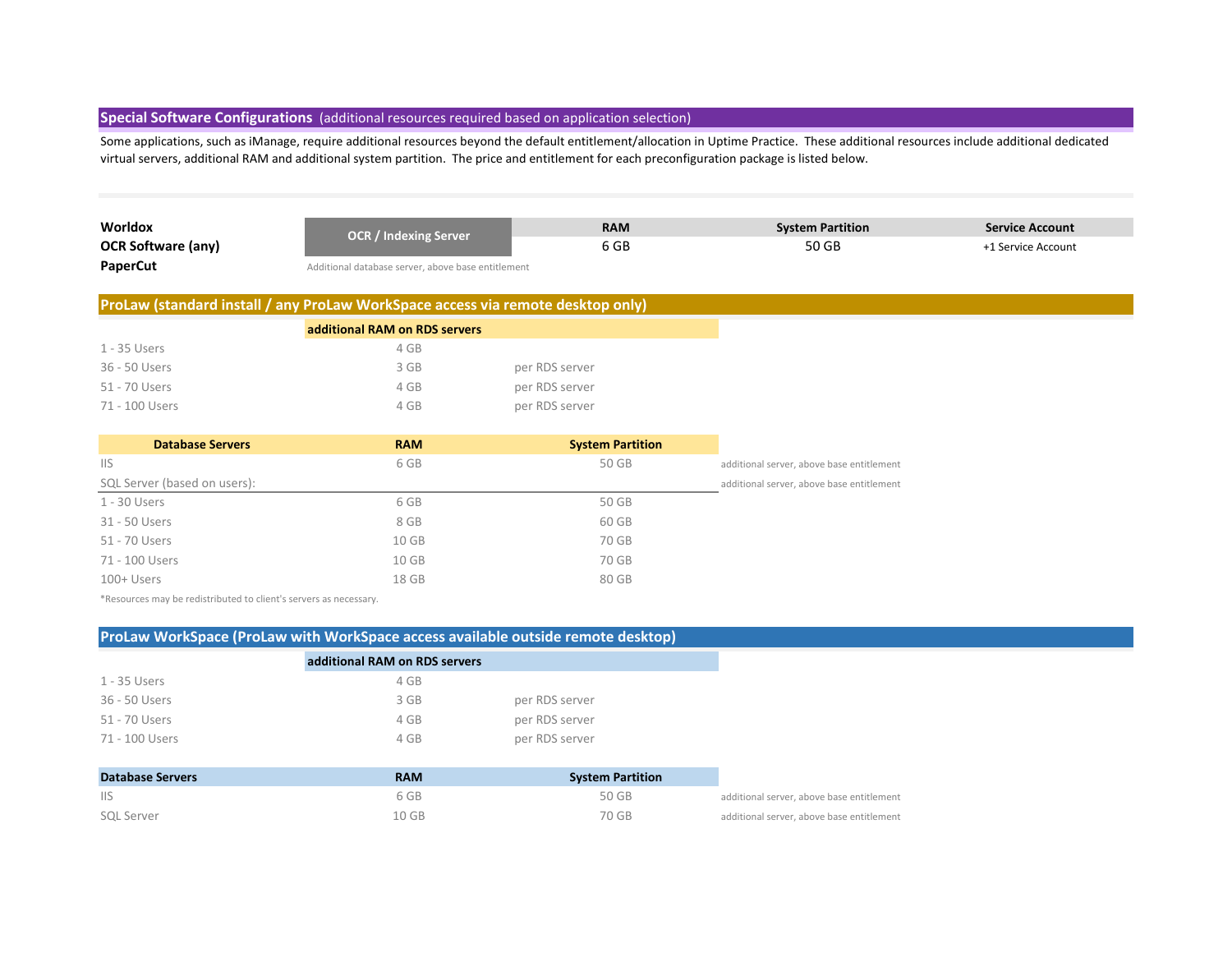## Special Software Configurations (additional resources required based on application selection)

Some applications, such as iManage, require additional resources beyond the default entitlement/allocation in Uptime Practice. These additional resources include additional dedicated virtual servers, additional RAM and additional system partition. The price and entitlement for each preconfiguration package is listed below.

| | | RAM | System Partition | Service Account |
|---|---|---|---|---|
| **Worldox** **OCR Software (any)** **PaperCut** | **OCR / Indexing Server** | 6 GB | 50 GB | +1 Service Account |
| | Additional database server, above base entitlement | | | |

## ProLaw (standard install / any ProLaw WorkSpace access via remote desktop only)

| | additional RAM on RDS servers | |
|---|---|---|
| 1 - 35 Users | 4 GB | |
| 36 - 50 Users | 3 GB | per RDS server |
| 51 - 70 Users | 4 GB | per RDS server |
| 71 - 100 Users | 4 GB | per RDS server |

| Database Servers | RAM | System Partition | |
|---|---|---|---|
| IIS | 6 GB | 50 GB | additional server, above base entitlement |
| SQL Server (based on users): | | | additional server, above base entitlement |
| 1 - 30 Users | 6 GB | 50 GB | |
| 31 - 50 Users | 8 GB | 60 GB | |
| 51 - 70 Users | 10 GB | 70 GB | |
| 71 - 100 Users | 10 GB | 70 GB | |
| 100+ Users | 18 GB | 80 GB | |

*Resources may be redistributed to client's servers as necessary.

## ProLaw WorkSpace (ProLaw with WorkSpace access available outside remote desktop)

| | additional RAM on RDS servers | |
|---|---|---|
| 1 - 35 Users | 4 GB | |
| 36 - 50 Users | 3 GB | per RDS server |
| 51 - 70 Users | 4 GB | per RDS server |
| 71 - 100 Users | 4 GB | per RDS server |

| Database Servers | RAM | System Partition | |
|---|---|---|---|
| IIS | 6 GB | 50 GB | additional server, above base entitlement |
| SQL Server | 10 GB | 70 GB | additional server, above base entitlement |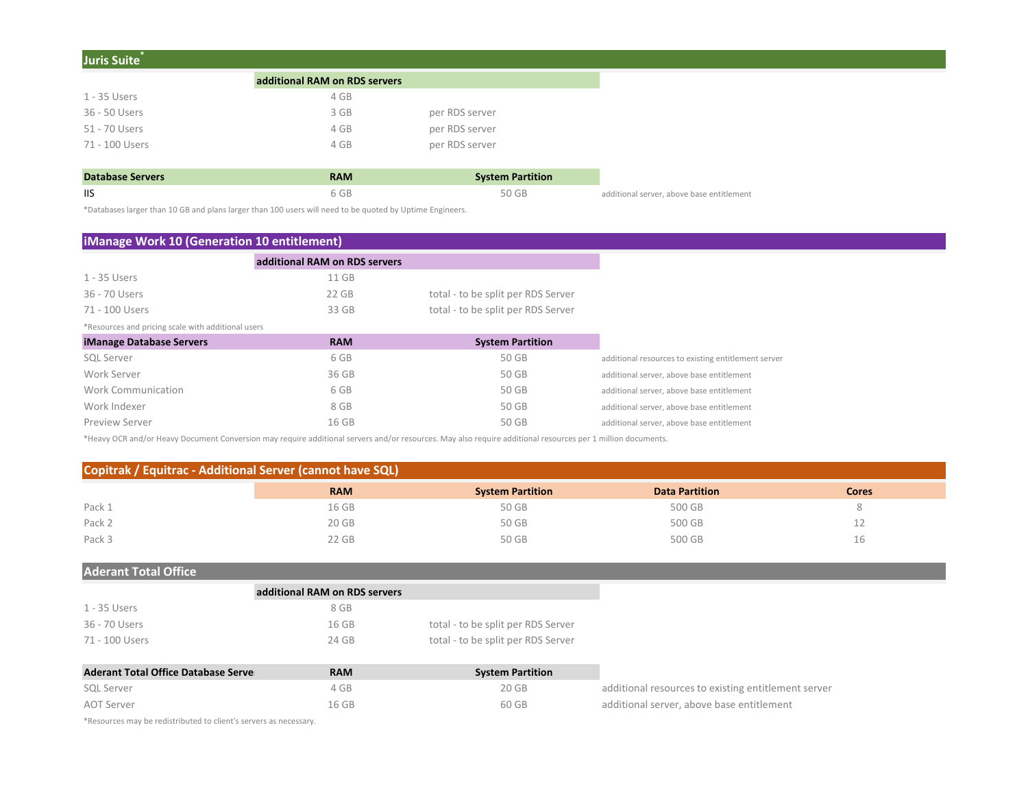## Juris Suite[*]

| | additional RAM on RDS servers | |
|---|---|---|
| 1 - 35 Users | 4 GB | |
| 36 - 50 Users | 3 GB | per RDS server |
| 51 - 70 Users | 4 GB | per RDS server |
| 71 - 100 Users | 4 GB | per RDS server |

| Database Servers | RAM | System Partition | |
|---|---|---|---|
| IIS | 6 GB | 50 GB | additional server, above base entitlement |

*Databases larger than 10 GB and plans larger than 100 users will need to be quoted by Uptime Engineers.

## iManage Work 10 (Generation 10 entitlement)

| | additional RAM on RDS servers | |
|---|---|---|
| 1 - 35 Users | 11 GB | |
| 36 - 70 Users | 22 GB | total - to be split per RDS Server |
| 71 - 100 Users | 33 GB | total - to be split per RDS Server |

*Resources and pricing scale with additional users

| iManage Database Servers | RAM | System Partition | |
|---|---|---|---|
| SQL Server | 6 GB | 50 GB | additional resources to existing entitlement server |
| Work Server | 36 GB | 50 GB | additional server, above base entitlement |
| Work Communication | 6 GB | 50 GB | additional server, above base entitlement |
| Work Indexer | 8 GB | 50 GB | additional server, above base entitlement |
| Preview Server | 16 GB | 50 GB | additional server, above base entitlement |

*Heavy OCR and/or Heavy Document Conversion may require additional servers and/or resources. May also require additional resources per 1 million documents.

## Copitrak / Equitrac - Additional Server (cannot have SQL)

| | RAM | System Partition | Data Partition | Cores |
|---|---|---|---|---|
| Pack 1 | 16 GB | 50 GB | 500 GB | 8 |
| Pack 2 | 20 GB | 50 GB | 500 GB | 12 |
| Pack 3 | 22 GB | 50 GB | 500 GB | 16 |

## Aderant Total Office

| | additional RAM on RDS servers | |
|---|---|---|
| 1 - 35 Users | 8 GB | |
| 36 - 70 Users | 16 GB | total - to be split per RDS Server |
| 71 - 100 Users | 24 GB | total - to be split per RDS Server |

| Aderant Total Office Database Serve | RAM | System Partition | |
|---|---|---|---|
| SQL Server | 4 GB | 20 GB | additional resources to existing entitlement server |
| AOT Server | 16 GB | 60 GB | additional server, above base entitlement |

*Resources may be redistributed to client's servers as necessary.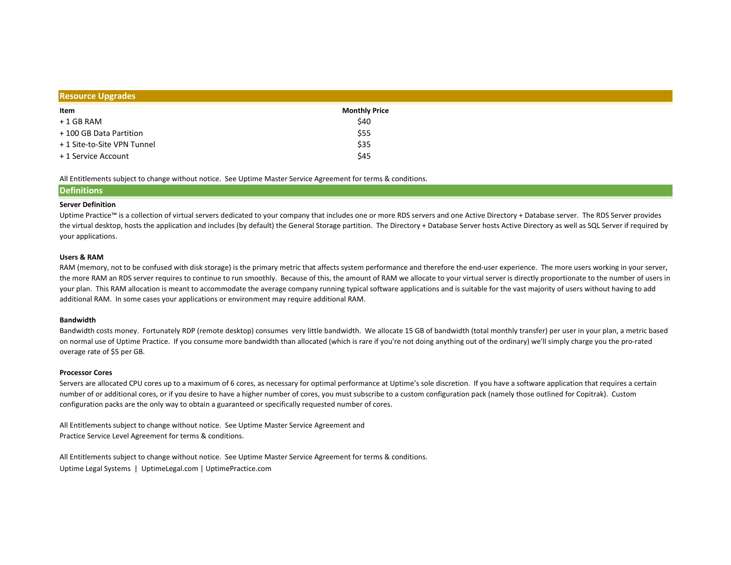## Resource Upgrades

| Item | Monthly Price |
|---|---|
| + 1 GB RAM | $40 |
| + 100 GB Data Partition | $55 |
| + 1 Site-to-Site VPN Tunnel | $35 |
| + 1 Service Account | $45 |

All Entitlements subject to change without notice. See Uptime Master Service Agreement for terms & conditions.

## Definitions

**Server Definition**

Uptime Practice™ is a collection of virtual servers dedicated to your company that includes one or more RDS servers and one Active Directory + Database server. The RDS Server provides the virtual desktop, hosts the application and includes (by default) the General Storage partition. The Directory + Database Server hosts Active Directory as well as SQL Server if required by your applications.

**Users & RAM**

RAM (memory, not to be confused with disk storage) is the primary metric that affects system performance and therefore the end-user experience. The more users working in your server, the more RAM an RDS server requires to continue to run smoothly. Because of this, the amount of RAM we allocate to your virtual server is directly proportionate to the number of users in your plan. This RAM allocation is meant to accommodate the average company running typical software applications and is suitable for the vast majority of users without having to add additional RAM. In some cases your applications or environment may require additional RAM.

**Bandwidth**

Bandwidth costs money. Fortunately RDP (remote desktop) consumes very little bandwidth. We allocate 15 GB of bandwidth (total monthly transfer) per user in your plan, a metric based on normal use of Uptime Practice. If you consume more bandwidth than allocated (which is rare if you're not doing anything out of the ordinary) we'll simply charge you the pro-rated overage rate of $5 per GB.

**Processor Cores**

Servers are allocated CPU cores up to a maximum of 6 cores, as necessary for optimal performance at Uptime's sole discretion. If you have a software application that requires a certain number of or additional cores, or if you desire to have a higher number of cores, you must subscribe to a custom configuration pack (namely those outlined for Copitrak). Custom configuration packs are the only way to obtain a guaranteed or specifically requested number of cores.

All Entitlements subject to change without notice. See Uptime Master Service Agreement and Practice Service Level Agreement for terms & conditions.

All Entitlements subject to change without notice. See Uptime Master Service Agreement for terms & conditions.

Uptime Legal Systems | UptimeLegal.com | UptimePractice.com